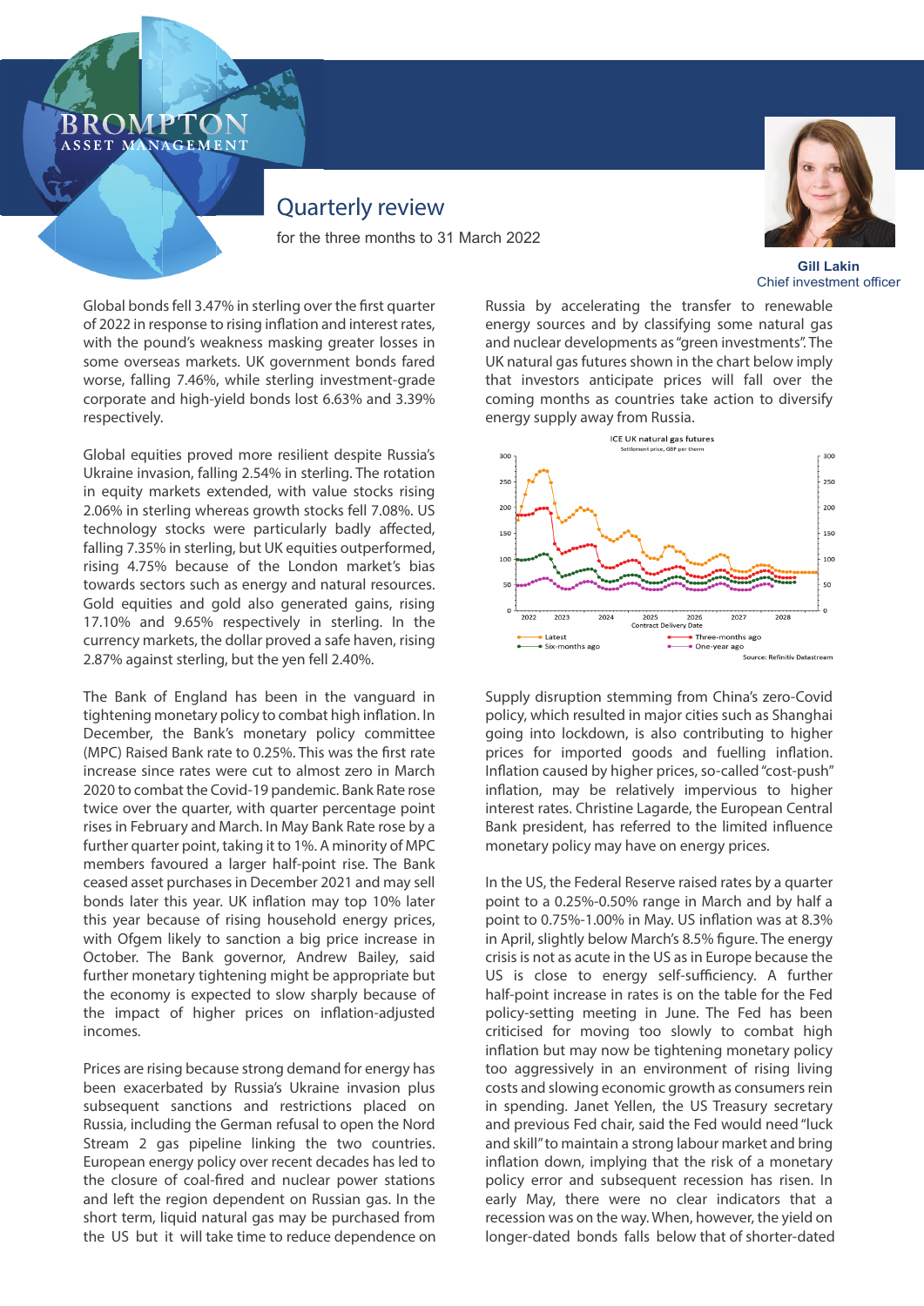BROMPTON ASSET MANAGEMENT

# Quarterly review

for the three months to 31 March 2022

**Gill Lakin**
Chief investment officer

Global bonds fell 3.47% in sterling over the first quarter of 2022 in response to rising inflation and interest rates, with the pound's weakness masking greater losses in some overseas markets. UK government bonds fared worse, falling 7.46%, while sterling investment-grade corporate and high-yield bonds lost 6.63% and 3.39% respectively.

Global equities proved more resilient despite Russia's Ukraine invasion, falling 2.54% in sterling. The rotation in equity markets extended, with value stocks rising 2.06% in sterling whereas growth stocks fell 7.08%. US technology stocks were particularly badly affected, falling 7.35% in sterling, but UK equities outperformed, rising 4.75% because of the London market's bias towards sectors such as energy and natural resources. Gold equities and gold also generated gains, rising 17.10% and 9.65% respectively in sterling. In the currency markets, the dollar proved a safe haven, rising 2.87% against sterling, but the yen fell 2.40%.

The Bank of England has been in the vanguard in tightening monetary policy to combat high inflation. In December, the Bank's monetary policy committee (MPC) Raised Bank rate to 0.25%. This was the first rate increase since rates were cut to almost zero in March 2020 to combat the Covid-19 pandemic. Bank Rate rose twice over the quarter, with quarter percentage point rises in February and March. In May Bank Rate rose by a further quarter point, taking it to 1%. A minority of MPC members favoured a larger half-point rise. The Bank ceased asset purchases in December 2021 and may sell bonds later this year. UK inflation may top 10% later this year because of rising household energy prices, with Ofgem likely to sanction a big price increase in October. The Bank governor, Andrew Bailey, said further monetary tightening might be appropriate but the economy is expected to slow sharply because of the impact of higher prices on inflation-adjusted incomes.

Prices are rising because strong demand for energy has been exacerbated by Russia's Ukraine invasion plus subsequent sanctions and restrictions placed on Russia, including the German refusal to open the Nord Stream 2 gas pipeline linking the two countries. European energy policy over recent decades has led to the closure of coal-fired and nuclear power stations and left the region dependent on Russian gas. In the short term, liquid natural gas may be purchased from the US but it will take time to reduce dependence on Russia by accelerating the transfer to renewable energy sources and by classifying some natural gas and nuclear developments as "green investments". The UK natural gas futures shown in the chart below imply that investors anticipate prices will fall over the coming months as countries take action to diversify energy supply away from Russia.

ICE UK natural gas futures
Settlement price, GBP per therm

Source: Refinitiv Datastream

Supply disruption stemming from China's zero-Covid policy, which resulted in major cities such as Shanghai going into lockdown, is also contributing to higher prices for imported goods and fuelling inflation. Inflation caused by higher prices, so-called "cost-push" inflation, may be relatively impervious to higher interest rates. Christine Lagarde, the European Central Bank president, has referred to the limited influence monetary policy may have on energy prices.

In the US, the Federal Reserve raised rates by a quarter point to a 0.25%-0.50% range in March and by half a point to 0.75%-1.00% in May. US inflation was at 8.3% in April, slightly below March's 8.5% figure. The energy crisis is not as acute in the US as in Europe because the US is close to energy self-sufficiency. A further half-point increase in rates is on the table for the Fed policy-setting meeting in June. The Fed has been criticised for moving too slowly to combat high inflation but may now be tightening monetary policy too aggressively in an environment of rising living costs and slowing economic growth as consumers rein in spending. Janet Yellen, the US Treasury secretary and previous Fed chair, said the Fed would need "luck and skill" to maintain a strong labour market and bring inflation down, implying that the risk of a monetary policy error and subsequent recession has risen. In early May, there were no clear indicators that a recession was on the way. When, however, the yield on longer-dated bonds falls below that of shorter-dated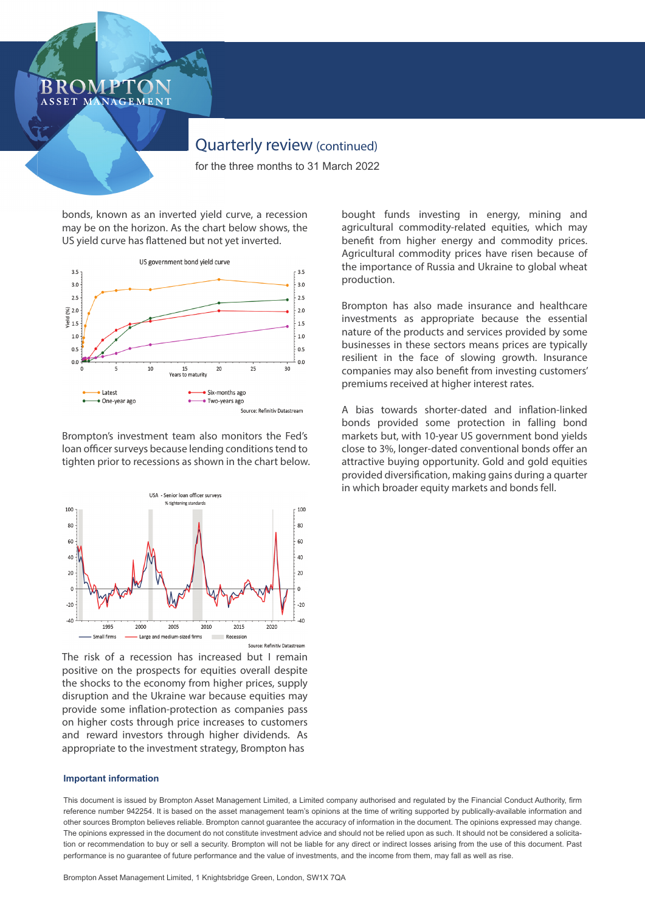BROMPTON
ASSET MANAGEMENT

# Quarterly review (continued)

for the three months to 31 March 2022

bonds, known as an inverted yield curve, a recession may be on the horizon. As the chart below shows, the US yield curve has flattened but not yet inverted.

US government bond yield curve

Yield (%)

3.5
3.0
2.5
2.0
1.5
1.0
0.5
0.0

0 5 10 15 20 25 30

Years to maturity

Latest
Six-months ago
One-year ago
Two-years ago

Source: Refinitiv Datastream

Brompton's investment team also monitors the Fed's loan officer surveys because lending conditions tend to tighten prior to recessions as shown in the chart below.

USA - Senior loan officer surveys
% tightening standards

100
80
60
40
20
0
-20
-40

1995 2000 2005 2010 2015 2020

Small firms
Large and medium-sized firms
Recession

Source: Refinitiv Datastream

The risk of a recession has increased but I remain positive on the prospects for equities overall despite the shocks to the economy from higher prices, supply disruption and the Ukraine war because equities may provide some inflation-protection as companies pass on higher costs through price increases to customers and reward investors through higher dividends. As appropriate to the investment strategy, Brompton has bought funds investing in energy, mining and agricultural commodity-related equities, which may benefit from higher energy and commodity prices. Agricultural commodity prices have risen because of the importance of Russia and Ukraine to global wheat production.

Brompton has also made insurance and healthcare investments as appropriate because the essential nature of the products and services provided by some businesses in these sectors means prices are typically resilient in the face of slowing growth. Insurance companies may also benefit from investing customers' premiums received at higher interest rates.

A bias towards shorter-dated and inflation-linked bonds provided some protection in falling bond markets but, with 10-year US government bond yields close to 3%, longer-dated conventional bonds offer an attractive buying opportunity. Gold and gold equities provided diversification, making gains during a quarter in which broader equity markets and bonds fell.

### Important information

This document is issued by Brompton Asset Management Limited, a Limited company authorised and regulated by the Financial Conduct Authority, firm reference number 942254. It is based on the asset management team's opinions at the time of writing supported by publically-available information and other sources Brompton believes reliable. Brompton cannot guarantee the accuracy of information in the document. The opinions expressed may change. The opinions expressed in the document do not constitute investment advice and should not be relied upon as such. It should not be considered a solicitation or recommendation to buy or sell a security. Brompton will not be liable for any direct or indirect losses arising from the use of this document. Past performance is no guarantee of future performance and the value of investments, and the income from them, may fall as well as rise.

Brompton Asset Management Limited, 1 Knightsbridge Green, London, SW1X 7QA